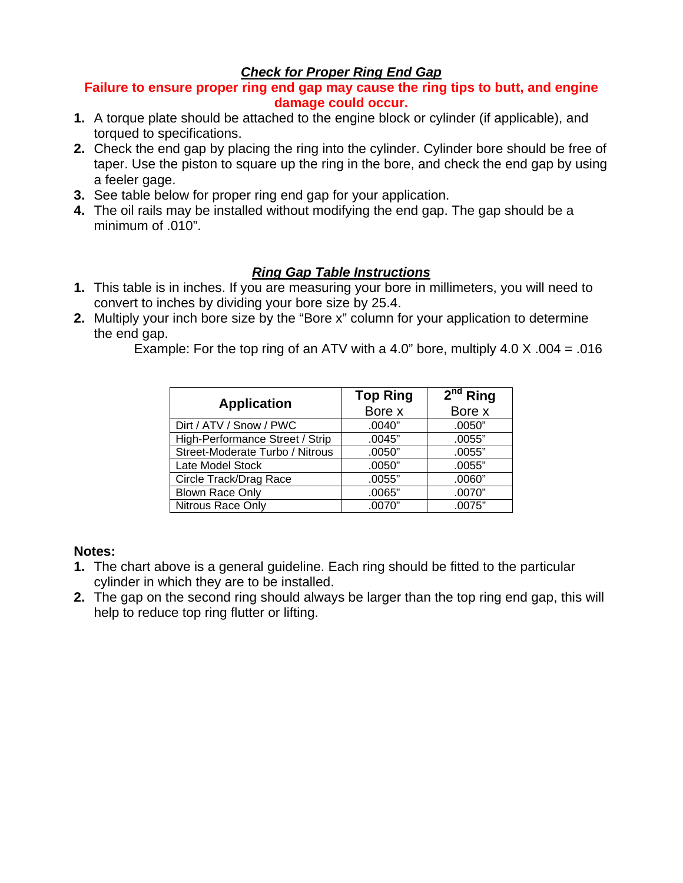## ***Check for Proper Ring End Gap***

**Failure to ensure proper ring end gap may cause the ring tips to butt, and engine damage could occur.**

1. A torque plate should be attached to the engine block or cylinder (if applicable), and torqued to specifications.
2. Check the end gap by placing the ring into the cylinder. Cylinder bore should be free of taper. Use the piston to square up the ring in the bore, and check the end gap by using a feeler gage.
3. See table below for proper ring end gap for your application.
4. The oil rails may be installed without modifying the end gap. The gap should be a minimum of .010".

## ***Ring Gap Table Instructions***

1. This table is in inches. If you are measuring your bore in millimeters, you will need to convert to inches by dividing your bore size by 25.4.
2. Multiply your inch bore size by the "Bore x" column for your application to determine the end gap.

   Example: For the top ring of an ATV with a 4.0" bore, multiply 4.0 X .004 = .016

| Application | Top Ring Bore x | 2nd Ring Bore x |
|---|---|---|
| Dirt / ATV / Snow / PWC | .0040" | .0050" |
| High-Performance Street / Strip | .0045" | .0055" |
| Street-Moderate Turbo / Nitrous | .0050" | .0055" |
| Late Model Stock | .0050" | .0055" |
| Circle Track/Drag Race | .0055" | .0060" |
| Blown Race Only | .0065" | .0070" |
| Nitrous Race Only | .0070" | .0075" |

**Notes:**

1. The chart above is a general guideline. Each ring should be fitted to the particular cylinder in which they are to be installed.
2. The gap on the second ring should always be larger than the top ring end gap, this will help to reduce top ring flutter or lifting.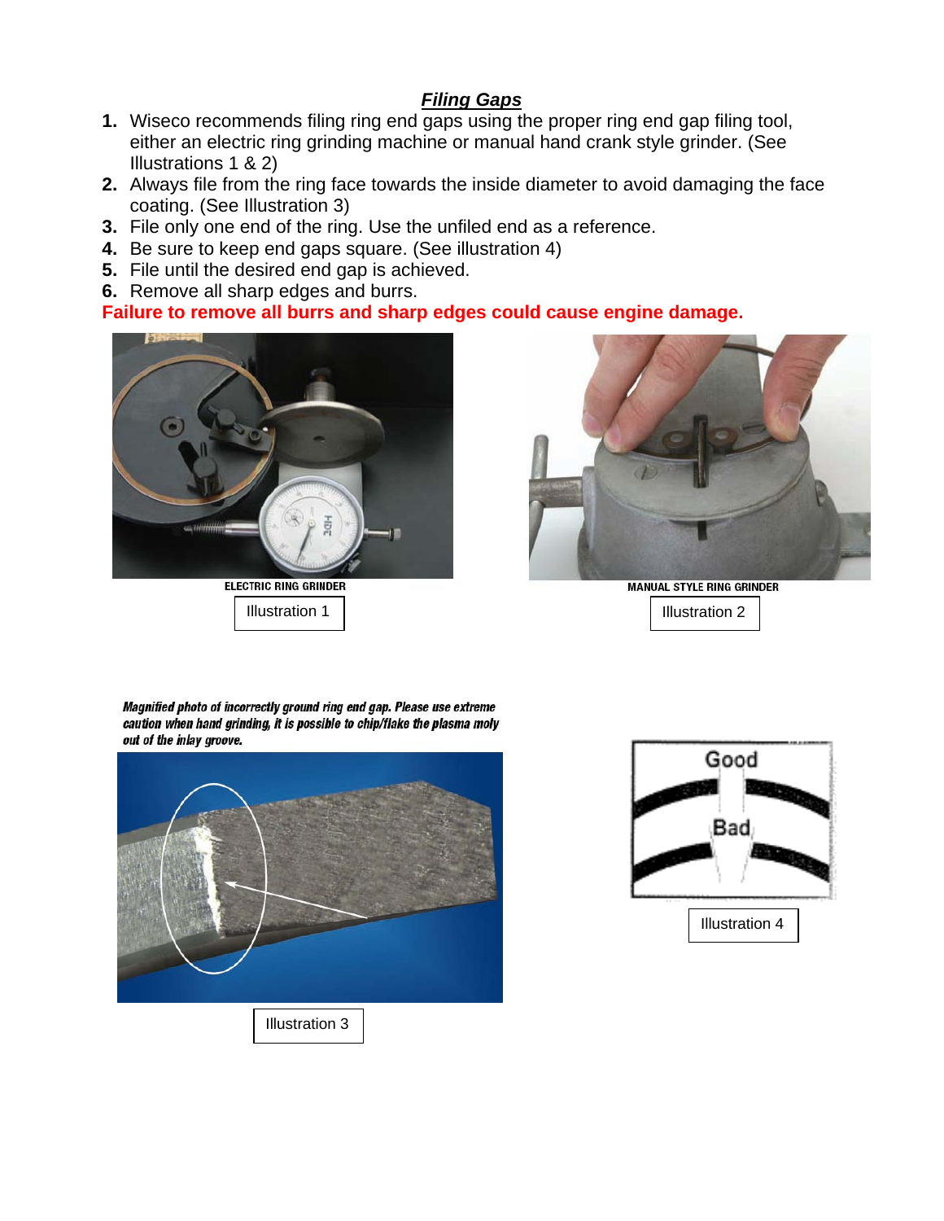## *Filing Gaps*

1. Wiseco recommends filing ring end gaps using the proper ring end gap filing tool, either an electric ring grinding machine or manual hand crank style grinder. (See Illustrations 1 & 2)
2. Always file from the ring face towards the inside diameter to avoid damaging the face coating. (See Illustration 3)
3. File only one end of the ring. Use the unfiled end as a reference.
4. Be sure to keep end gaps square. (See illustration 4)
5. File until the desired end gap is achieved.
6. Remove all sharp edges and burrs.

**Failure to remove all burrs and sharp edges could cause engine damage.**

ELECTRIC RING GRINDER

Illustration 1

MANUAL STYLE RING GRINDER

Illustration 2

***Magnified photo of incorrectly ground ring end gap. Please use extreme caution when hand grinding, it is possible to chip/flake the plasma moly out of the inlay groove.***

Illustration 3

Good

Bad

Illustration 4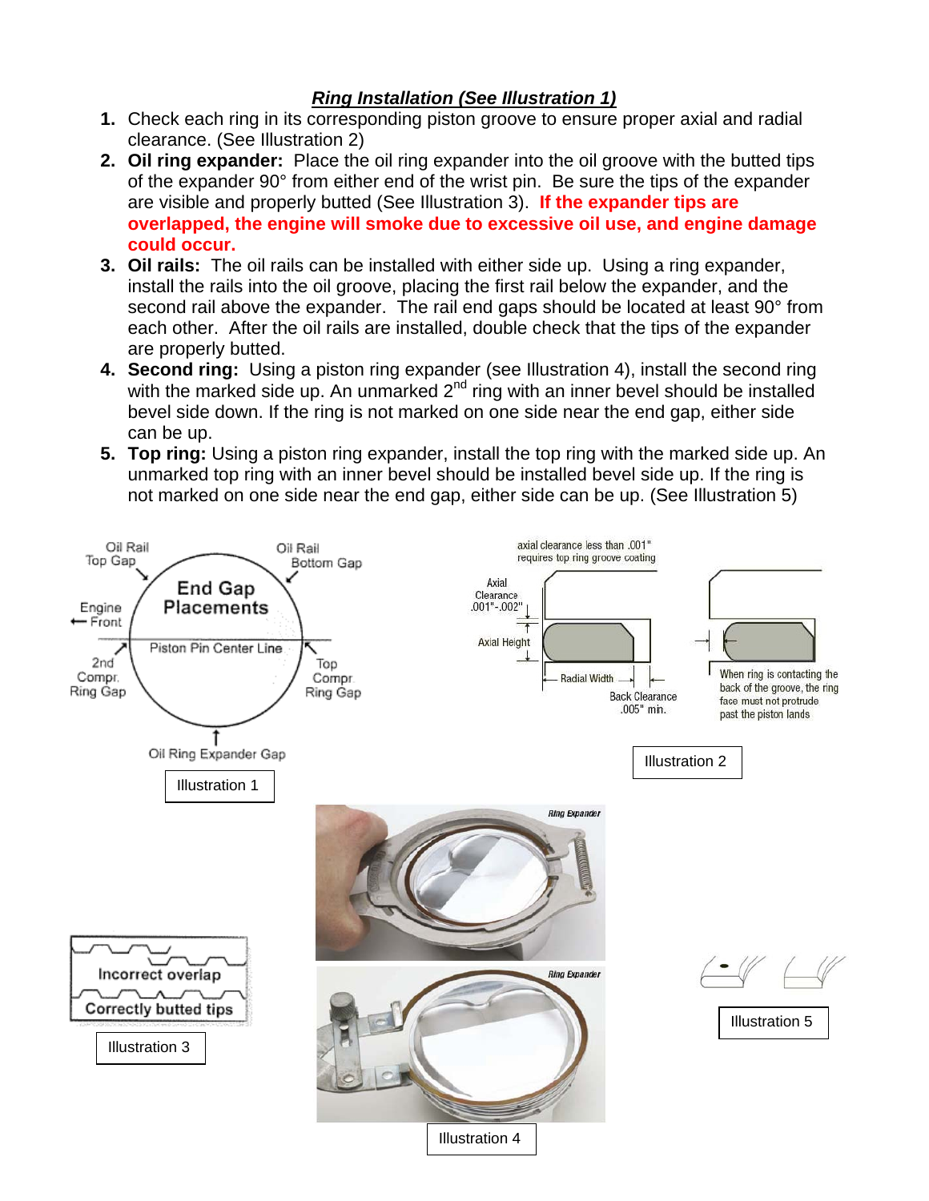## ***Ring Installation (See Illustration 1)***

1. Check each ring in its corresponding piston groove to ensure proper axial and radial clearance. (See Illustration 2)
2. **Oil ring expander:** Place the oil ring expander into the oil groove with the butted tips of the expander 90° from either end of the wrist pin. Be sure the tips of the expander are visible and properly butted (See Illustration 3). **If the expander tips are overlapped, the engine will smoke due to excessive oil use, and engine damage could occur.**
3. **Oil rails:** The oil rails can be installed with either side up. Using a ring expander, install the rails into the oil groove, placing the first rail below the expander, and the second rail above the expander. The rail end gaps should be located at least 90° from each other. After the oil rails are installed, double check that the tips of the expander are properly butted.
4. **Second ring:** Using a piston ring expander (see Illustration 4), install the second ring with the marked side up. An unmarked 2nd ring with an inner bevel should be installed bevel side down. If the ring is not marked on one side near the end gap, either side can be up.
5. **Top ring:** Using a piston ring expander, install the top ring with the marked side up. An unmarked top ring with an inner bevel should be installed bevel side up. If the ring is not marked on one side near the end gap, either side can be up. (See Illustration 5)

Oil Rail Top Gap
Oil Rail Bottom Gap
End Gap Placements
Engine Front
Piston Pin Center Line
2nd Compr. Ring Gap
Top Compr Ring Gap
Oil Ring Expander Gap

Illustration 1

axial clearance less than .001" requires top ring groove coating
Axial Clearance .001"-.002"
Axial Height
Radial Width
Back Clearance .005" min.
When ring is contacting the back of the groove, the ring face must not protrude past the piston lands

Illustration 2

Incorrect overlap
Correctly butted tips

Illustration 3

Ring Expander
Ring Expander

Illustration 4

Illustration 5